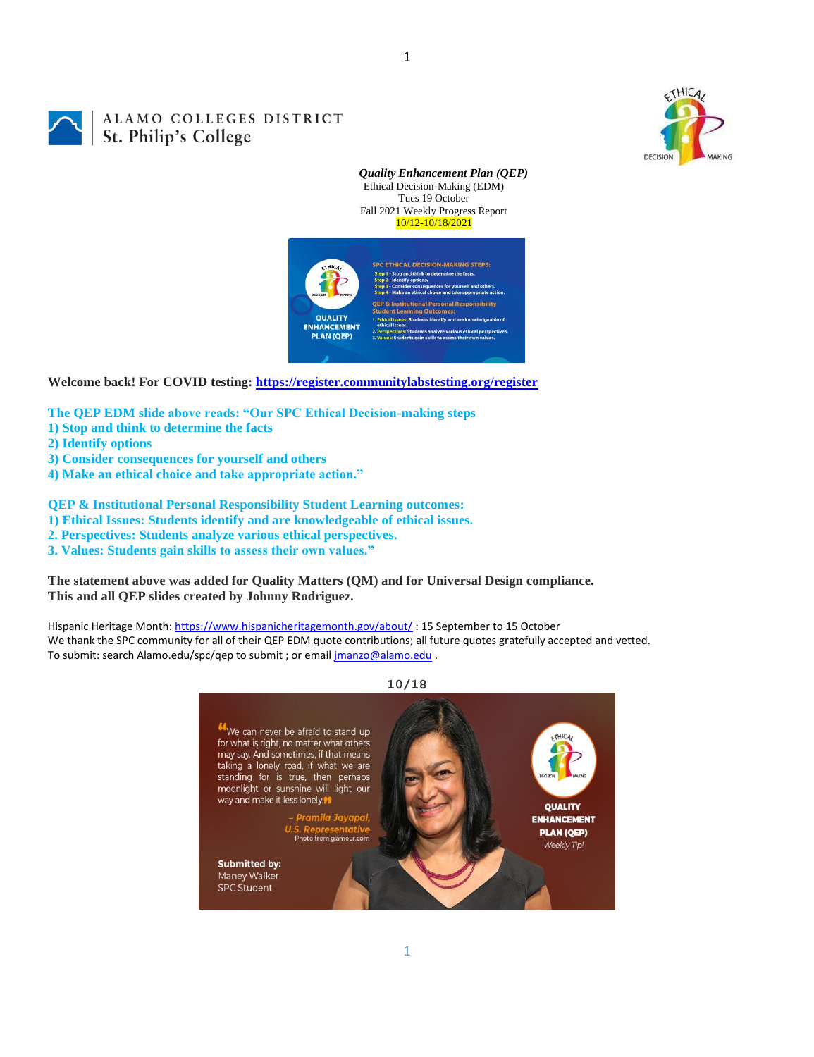ALAMO COLLEGES DISTRICT
St. Philip's College

***Quality Enhancement Plan (QEP)***
Ethical Decision-Making (EDM)
Tues 19 October
Fall 2021 Weekly Progress Report
10/12-10/18/2021

**Welcome back! For COVID testing: [https://register.communitylabstesting.org/register](https://register.communitylabstesting.org/register)**

**The QEP EDM slide above reads: "Our SPC Ethical Decision-making steps**
**1) Stop and think to determine the facts**
**2) Identify options**
**3) Consider consequences for yourself and others**
**4) Make an ethical choice and take appropriate action."**

**QEP & Institutional Personal Responsibility Student Learning outcomes:**
**1) Ethical Issues: Students identify and are knowledgeable of ethical issues.**
**2. Perspectives: Students analyze various ethical perspectives.**
**3. Values: Students gain skills to assess their own values."**

**The statement above was added for Quality Matters (QM) and for Universal Design compliance.**
**This and all QEP slides created by Johnny Rodriguez.**

Hispanic Heritage Month: [https://www.hispanicheritagemonth.gov/about/](https://www.hispanicheritagemonth.gov/about/) : 15 September to 15 October
We thank the SPC community for all of their QEP EDM quote contributions; all future quotes gratefully accepted and vetted.
To submit: search Alamo.edu/spc/qep to submit ; or email [jmanzo@alamo.edu](mailto:jmanzo@alamo.edu) .

10/18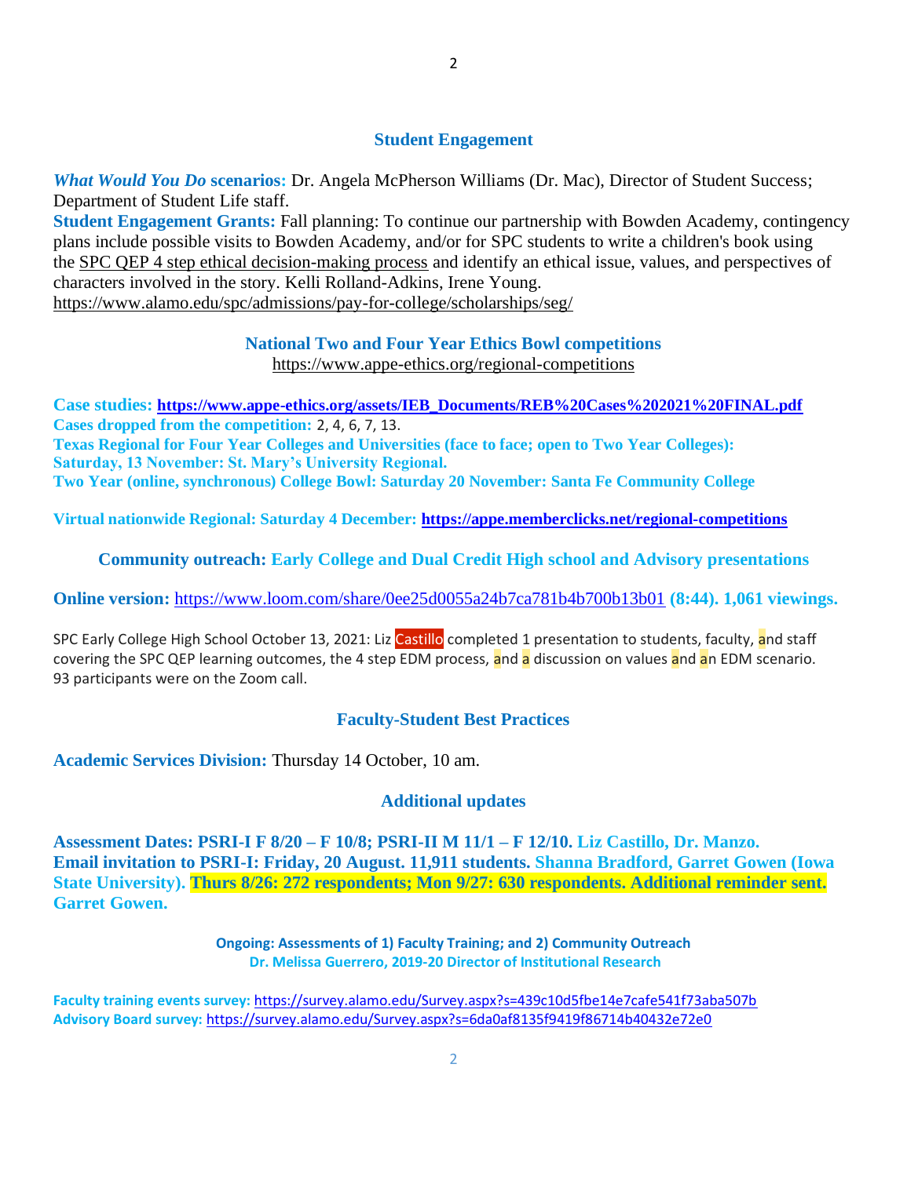## Student Engagement

***What Would You Do* scenarios:** Dr. Angela McPherson Williams (Dr. Mac), Director of Student Success; Department of Student Life staff.

**Student Engagement Grants:** Fall planning: To continue our partnership with Bowden Academy, contingency plans include possible visits to Bowden Academy, and/or for SPC students to write a children's book using the SPC QEP 4 step ethical decision-making process and identify an ethical issue, values, and perspectives of characters involved in the story. Kelli Rolland-Adkins, Irene Young.
https://www.alamo.edu/spc/admissions/pay-for-college/scholarships/seg/

### National Two and Four Year Ethics Bowl competitions

https://www.appe-ethics.org/regional-competitions

**Case studies: https://www.appe-ethics.org/assets/IEB_Documents/REB%20Cases%202021%20FINAL.pdf**
**Cases dropped from the competition:** 2, 4, 6, 7, 13.
**Texas Regional for Four Year Colleges and Universities (face to face; open to Two Year Colleges): Saturday, 13 November: St. Mary's University Regional.**
**Two Year (online, synchronous) College Bowl: Saturday 20 November: Santa Fe Community College**

**Virtual nationwide Regional: Saturday 4 December: https://appe.memberclicks.net/regional-competitions**

### Community outreach: Early College and Dual Credit High school and Advisory presentations

**Online version:** https://www.loom.com/share/0ee25d0055a24b7ca781b4b700b13b01 **(8:44). 1,061 viewings.**

SPC Early College High School October 13, 2021: Liz Castillo completed 1 presentation to students, faculty, and staff covering the SPC QEP learning outcomes, the 4 step EDM process, and a discussion on values and an EDM scenario. 93 participants were on the Zoom call.

### Faculty-Student Best Practices

**Academic Services Division:** Thursday 14 October, 10 am.

### Additional updates

**Assessment Dates: PSRI-I F 8/20 – F 10/8; PSRI-II M 11/1 – F 12/10. Liz Castillo, Dr. Manzo.**
**Email invitation to PSRI-I: Friday, 20 August. 11,911 students. Shanna Bradford, Garret Gowen (Iowa State University). Thurs 8/26: 272 respondents; Mon 9/27: 630 respondents. Additional reminder sent. Garret Gowen.**

**Ongoing: Assessments of 1) Faculty Training; and 2) Community Outreach**
**Dr. Melissa Guerrero, 2019-20 Director of Institutional Research**

**Faculty training events survey:** https://survey.alamo.edu/Survey.aspx?s=439c10d5fbe14e7cafe541f73aba507b
**Advisory Board survey:** https://survey.alamo.edu/Survey.aspx?s=6da0af8135f9419f86714b40432e72e0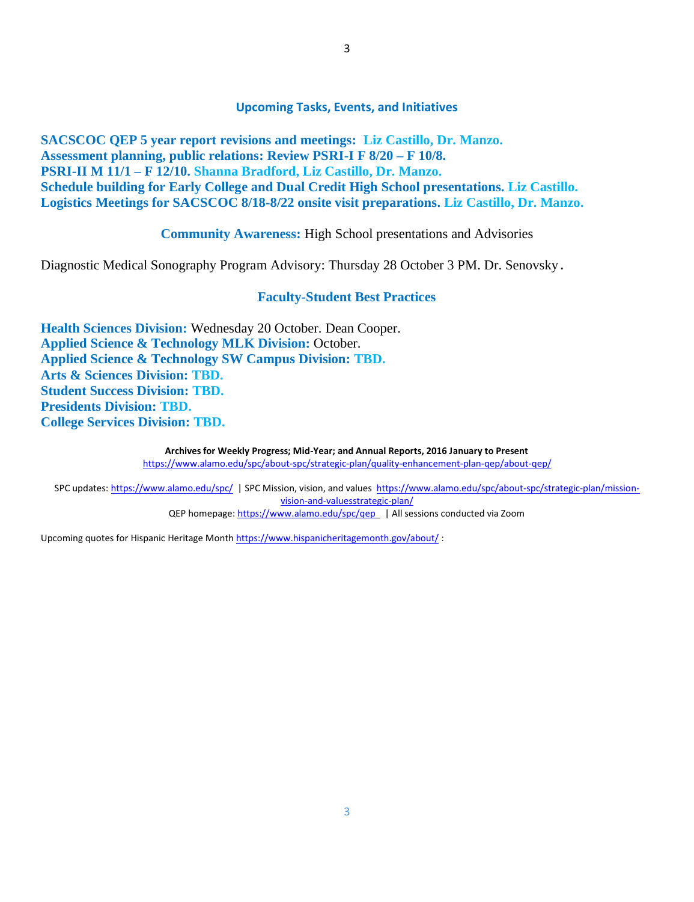## Upcoming Tasks, Events, and Initiatives

**SACSCOC QEP 5 year report revisions and meetings: Liz Castillo, Dr. Manzo.**
**Assessment planning, public relations: Review PSRI-I F 8/20 – F 10/8.**
**PSRI-II M 11/1 – F 12/10. Shanna Bradford, Liz Castillo, Dr. Manzo.**
**Schedule building for Early College and Dual Credit High School presentations. Liz Castillo.**
**Logistics Meetings for SACSCOC 8/18-8/22 onsite visit preparations. Liz Castillo, Dr. Manzo.**

**Community Awareness:** High School presentations and Advisories

Diagnostic Medical Sonography Program Advisory: Thursday 28 October 3 PM. Dr. Senovsky.

### Faculty-Student Best Practices

**Health Sciences Division:** Wednesday 20 October. Dean Cooper.
**Applied Science & Technology MLK Division:** October.
**Applied Science & Technology SW Campus Division: TBD.**
**Arts & Sciences Division: TBD.**
**Student Success Division: TBD.**
**Presidents Division: TBD.**
**College Services Division: TBD.**

**Archives for Weekly Progress; Mid-Year; and Annual Reports, 2016 January to Present**
https://www.alamo.edu/spc/about-spc/strategic-plan/quality-enhancement-plan-qep/about-qep/

SPC updates: https://www.alamo.edu/spc/ | SPC Mission, vision, and values https://www.alamo.edu/spc/about-spc/strategic-plan/mission-vision-and-valuesstrategic-plan/
QEP homepage: https://www.alamo.edu/spc/qep | All sessions conducted via Zoom

Upcoming quotes for Hispanic Heritage Month https://www.hispanicheritagemonth.gov/about/ :